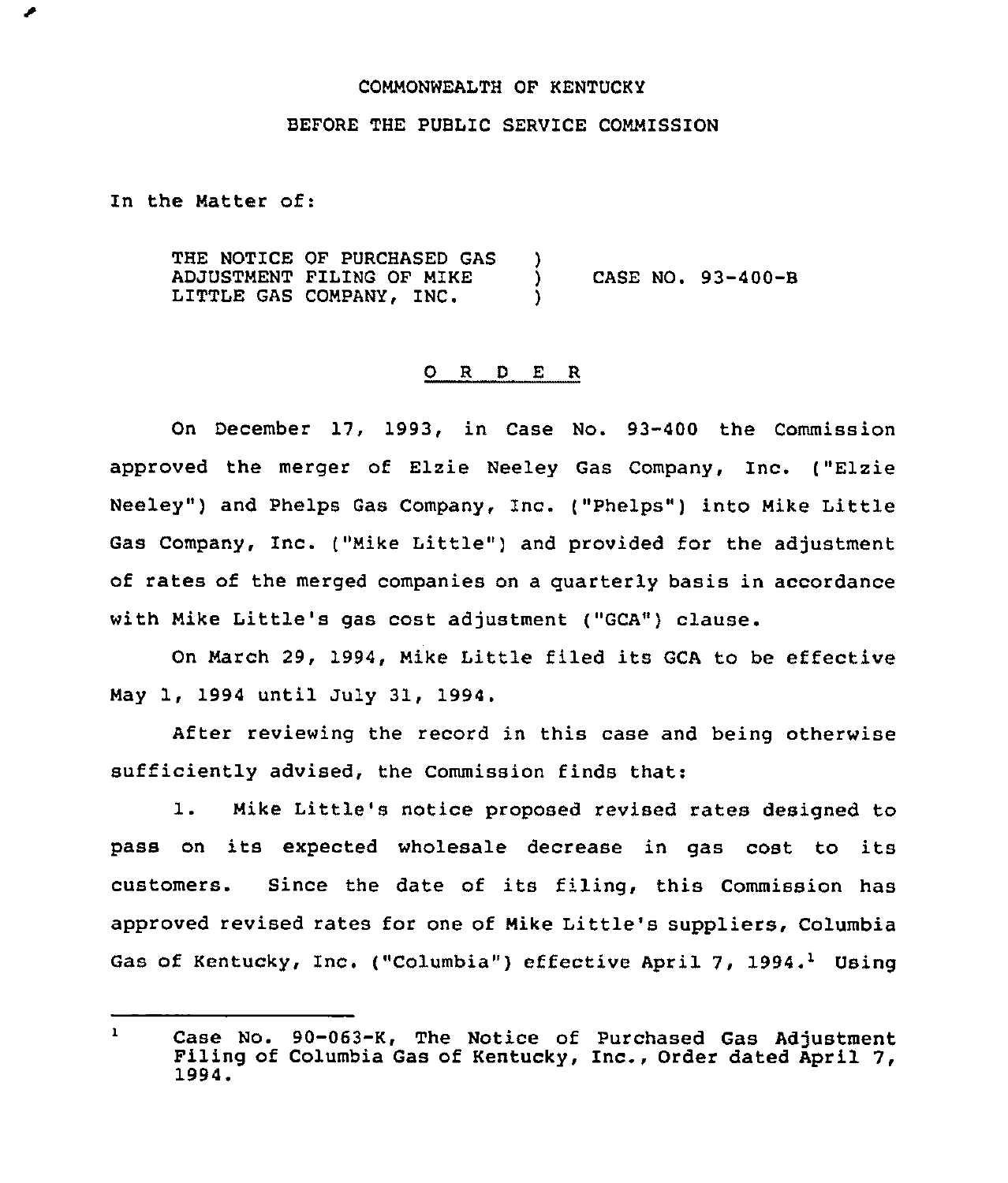COMMONWEALTH OF KENTUCKY

BEFORE THE PUBLIC SERVICE COMMISSION

In the Matter of:

| | | |
|---|---|---|
| THE NOTICE OF PURCHASED GAS ADJUSTMENT FILING OF MIKE LITTLE GAS COMPANY, INC. | ) ) ) | CASE NO. 93-400-B |

O R D E R

On December 17, 1993, in Case No. 93-400 the Commission approved the merger of Elzie Neeley Gas Company, Inc. ("Elzie Neeley") and Phelps Gas Company, Inc. ("Phelps") into Mike Little Gas Company, Inc. ("Mike Little") and provided for the adjustment of rates of the merged companies on a quarterly basis in accordance with Mike Little's gas cost adjustment ("GCA") clause.

On March 29, 1994, Mike Little filed its GCA to be effective May 1, 1994 until July 31, 1994.

After reviewing the record in this case and being otherwise sufficiently advised, the Commission finds that:

1. Mike Little's notice proposed revised rates designed to pass on its expected wholesale decrease in gas cost to its customers. Since the date of its filing, this Commission has approved revised rates for one of Mike Little's suppliers, Columbia Gas of Kentucky, Inc. ("Columbia") effective April 7, 1994.[1] Using

---

[1] Case No. 90-063-K, The Notice of Purchased Gas Adjustment Filing of Columbia Gas of Kentucky, Inc., Order dated April 7, 1994.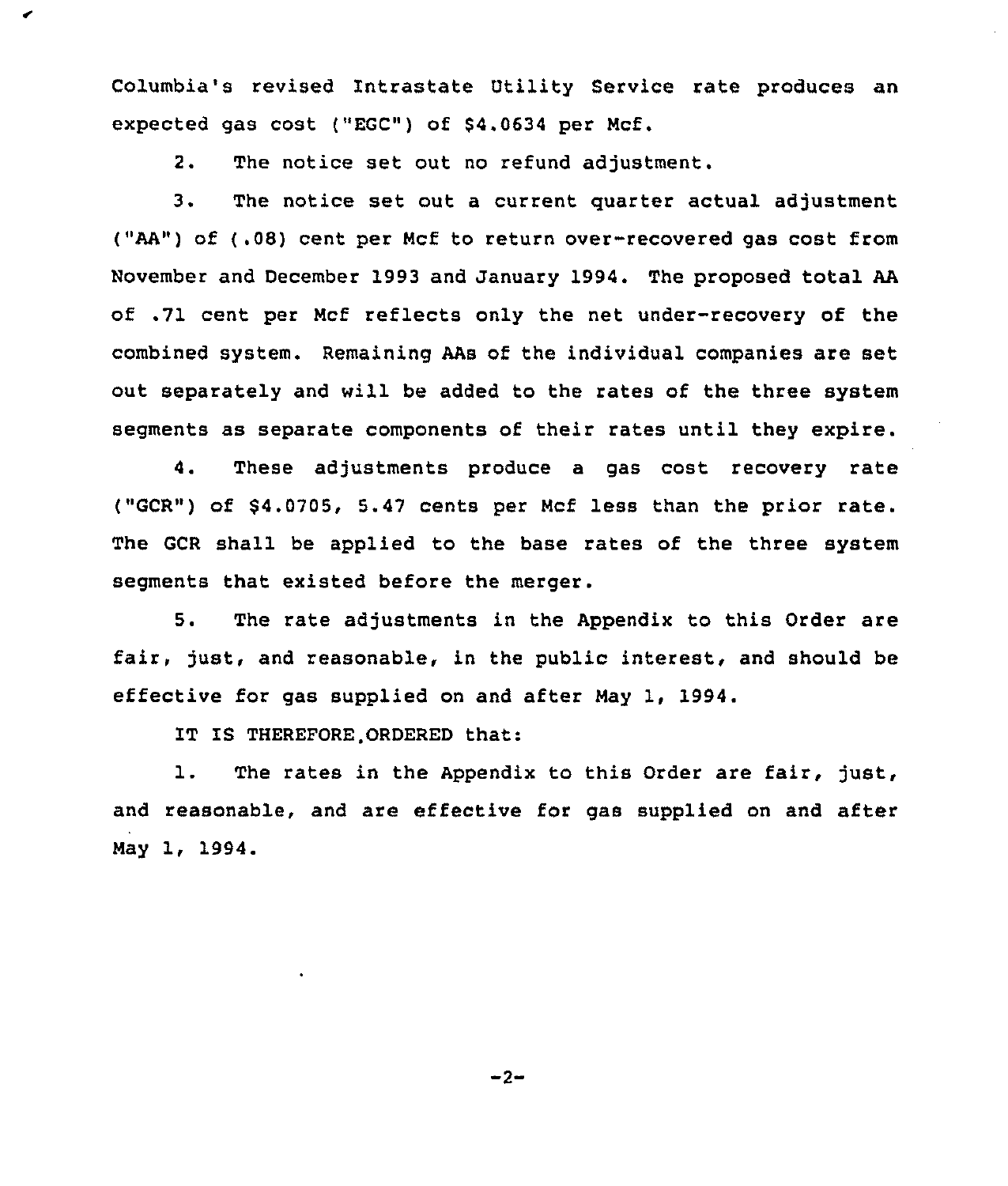Columbia's revised Intrastate Utility Service rate produces an expected gas cost ("EGC") of $4.0634 per Mcf.

2. The notice set out no refund adjustment.

3. The notice set out a current quarter actual adjustment ("AA") of (.08) cent per Mcf to return over-recovered gas cost from November and December 1993 and January 1994. The proposed total AA of .71 cent per Mcf reflects only the net under-recovery of the combined system. Remaining AAs of the individual companies are set out separately and will be added to the rates of the three system segments as separate components of their rates until they expire.

4. These adjustments produce a gas cost recovery rate ("GCR") of $4.0705, 5.47 cents per Mcf less than the prior rate. The GCR shall be applied to the base rates of the three system segments that existed before the merger.

5. The rate adjustments in the Appendix to this Order are fair, just, and reasonable, in the public interest, and should be effective for gas supplied on and after May 1, 1994.

IT IS THEREFORE ORDERED that:

1. The rates in the Appendix to this Order are fair, just, and reasonable, and are effective for gas supplied on and after May 1, 1994.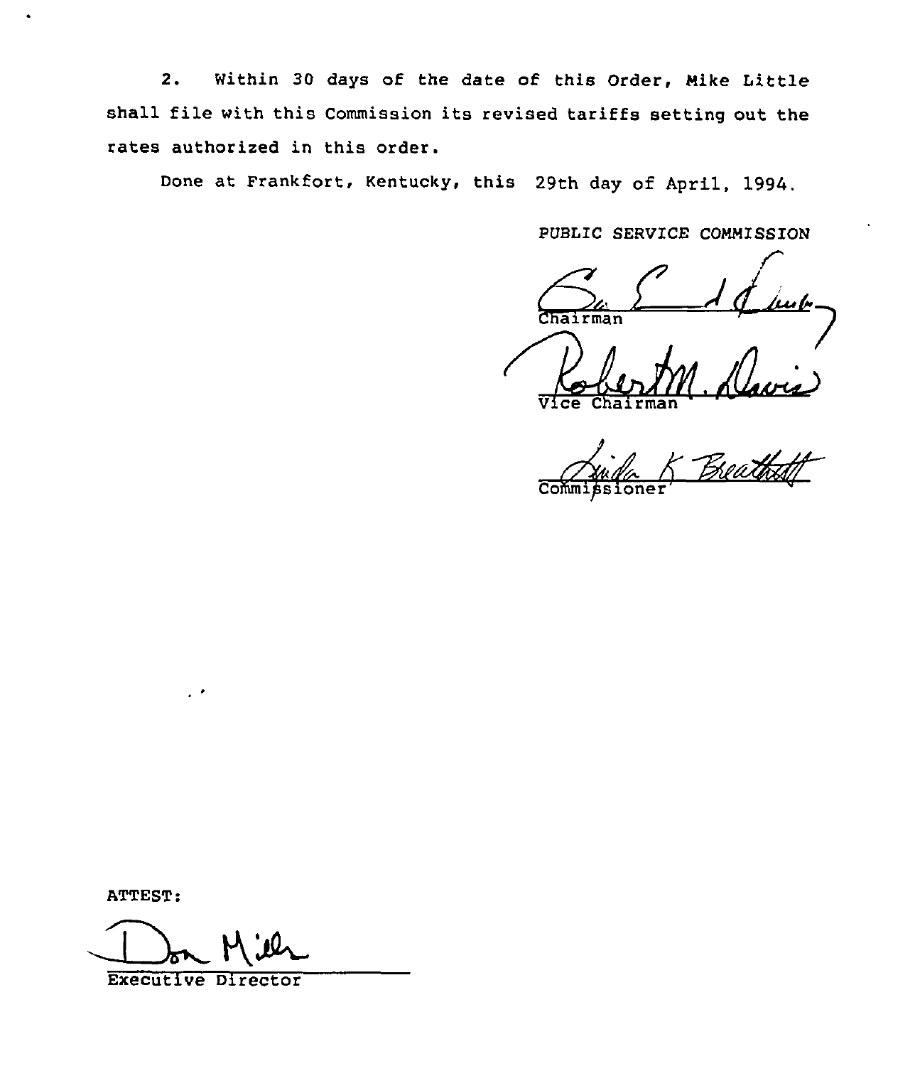2. Within 30 days of the date of this Order, Mike Little shall file with this Commission its revised tariffs setting out the rates authorized in this order.

Done at Frankfort, Kentucky, this 29th day of April, 1994.

PUBLIC SERVICE COMMISSION

Chairman

Vice Chairman

Commissioner

ATTEST:

Executive Director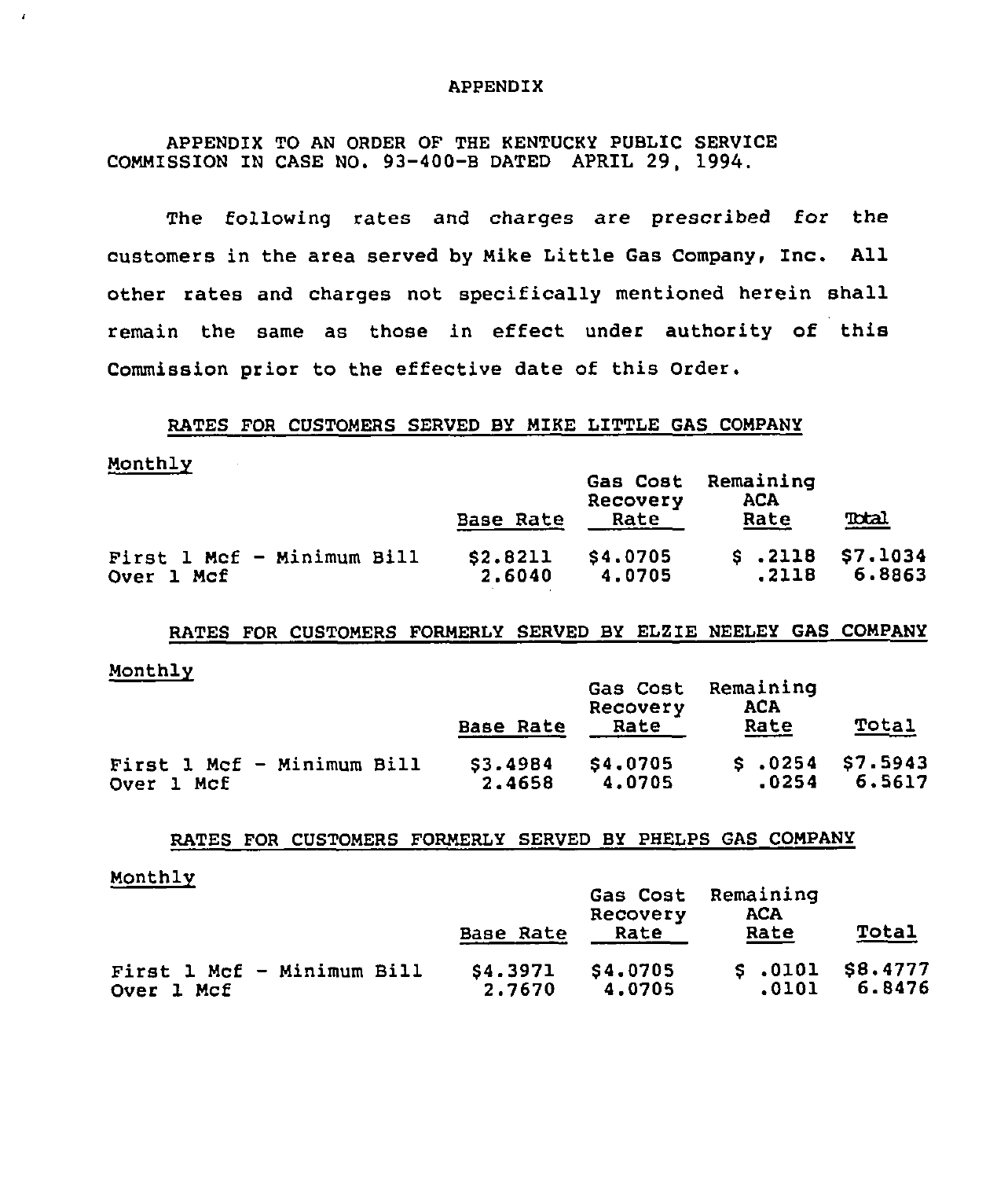# APPENDIX

APPENDIX TO AN ORDER OF THE KENTUCKY PUBLIC SERVICE COMMISSION IN CASE NO. 93-400-B DATED APRIL 29, 1994.

The following rates and charges are prescribed for the customers in the area served by Mike Little Gas Company, Inc. All other rates and charges not specifically mentioned herein shall remain the same as those in effect under authority of this Commission prior to the effective date of this Order.

## RATES FOR CUSTOMERS SERVED BY MIKE LITTLE GAS COMPANY

Monthly

| | Base Rate | Gas Cost Recovery Rate | Remaining ACA Rate | Total |
|---|---|---|---|---|
| First 1 Mcf - Minimum Bill | $2.8211 | $4.0705 | $ .2118 | $7.1034 |
| Over 1 Mcf | 2.6040 | 4.0705 | .2118 | 6.8863 |

## RATES FOR CUSTOMERS FORMERLY SERVED BY ELZIE NEELEY GAS COMPANY

Monthly

| | Base Rate | Gas Cost Recovery Rate | Remaining ACA Rate | Total |
|---|---|---|---|---|
| First 1 Mcf - Minimum Bill | $3.4984 | $4.0705 | $ .0254 | $7.5943 |
| Over 1 Mcf | 2.4658 | 4.0705 | .0254 | 6.5617 |

## RATES FOR CUSTOMERS FORMERLY SERVED BY PHELPS GAS COMPANY

Monthly

| | Base Rate | Gas Cost Recovery Rate | Remaining ACA Rate | Total |
|---|---|---|---|---|
| First 1 Mcf - Minimum Bill | $4.3971 | $4.0705 | $ .0101 | $8.4777 |
| Over 1 Mcf | 2.7670 | 4.0705 | .0101 | 6.8476 |